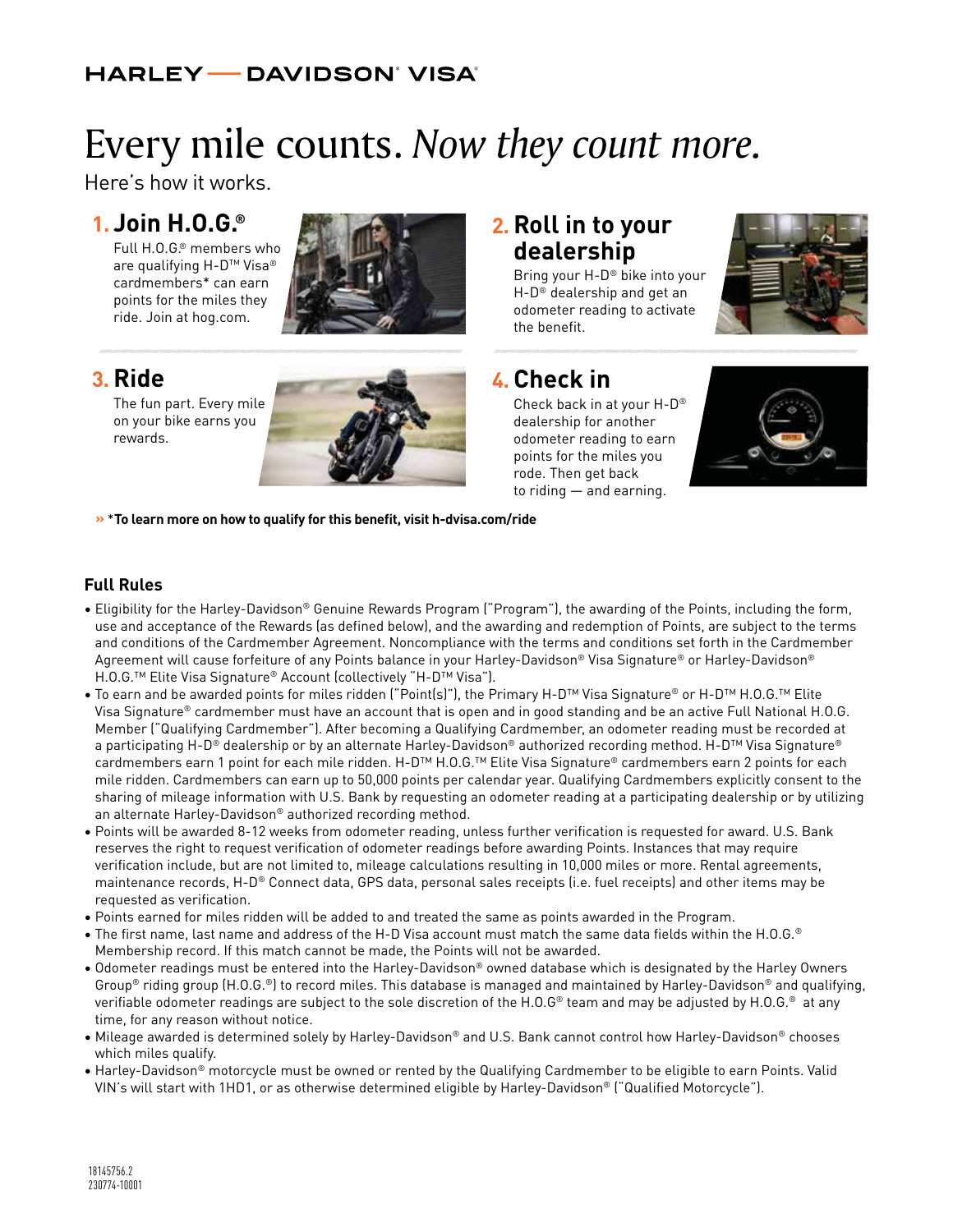HARLEY — DAVIDSON® VISA®

# Every mile counts. *Now they count more.*

Here's how it works.

## 1. Join H.O.G.®

Full H.O.G.® members who are qualifying H-D™ Visa® cardmembers* can earn points for the miles they ride. Join at hog.com.

## 2. Roll in to your dealership

Bring your H-D® bike into your H-D® dealership and get an odometer reading to activate the benefit.

## 3. Ride

The fun part. Every mile on your bike earns you rewards.

## 4. Check in

Check back in at your H-D® dealership for another odometer reading to earn points for the miles you rode. Then get back to riding — and earning.

» ***To learn more on how to qualify for this benefit, visit h-dvisa.com/ride**

### Full Rules

- Eligibility for the Harley-Davidson® Genuine Rewards Program ("Program"), the awarding of the Points, including the form, use and acceptance of the Rewards (as defined below), and the awarding and redemption of Points, are subject to the terms and conditions of the Cardmember Agreement. Noncompliance with the terms and conditions set forth in the Cardmember Agreement will cause forfeiture of any Points balance in your Harley-Davidson® Visa Signature® or Harley-Davidson® H.O.G.™ Elite Visa Signature® Account (collectively "H-D™ Visa").
- To earn and be awarded points for miles ridden ("Point(s)"), the Primary H-D™ Visa Signature® or H-D™ H.O.G.™ Elite Visa Signature® cardmember must have an account that is open and in good standing and be an active Full National H.O.G. Member ("Qualifying Cardmember"). After becoming a Qualifying Cardmember, an odometer reading must be recorded at a participating H-D® dealership or by an alternate Harley-Davidson® authorized recording method. H-D™ Visa Signature® cardmembers earn 1 point for each mile ridden. H-D™ H.O.G.™ Elite Visa Signature® cardmembers earn 2 points for each mile ridden. Cardmembers can earn up to 50,000 points per calendar year. Qualifying Cardmembers explicitly consent to the sharing of mileage information with U.S. Bank by requesting an odometer reading at a participating dealership or by utilizing an alternate Harley-Davidson® authorized recording method.
- Points will be awarded 8-12 weeks from odometer reading, unless further verification is requested for award. U.S. Bank reserves the right to request verification of odometer readings before awarding Points. Instances that may require verification include, but are not limited to, mileage calculations resulting in 10,000 miles or more. Rental agreements, maintenance records, H-D® Connect data, GPS data, personal sales receipts (i.e. fuel receipts) and other items may be requested as verification.
- Points earned for miles ridden will be added to and treated the same as points awarded in the Program.
- The first name, last name and address of the H-D Visa account must match the same data fields within the H.O.G.® Membership record. If this match cannot be made, the Points will not be awarded.
- Odometer readings must be entered into the Harley-Davidson® owned database which is designated by the Harley Owners Group® riding group (H.O.G.®) to record miles. This database is managed and maintained by Harley-Davidson® and qualifying, verifiable odometer readings are subject to the sole discretion of the H.O.G® team and may be adjusted by H.O.G.® at any time, for any reason without notice.
- Mileage awarded is determined solely by Harley-Davidson® and U.S. Bank cannot control how Harley-Davidson® chooses which miles qualify.
- Harley-Davidson® motorcycle must be owned or rented by the Qualifying Cardmember to be eligible to earn Points. Valid VIN's will start with 1HD1, or as otherwise determined eligible by Harley-Davidson® ("Qualified Motorcycle").

18145756.2
230774-10001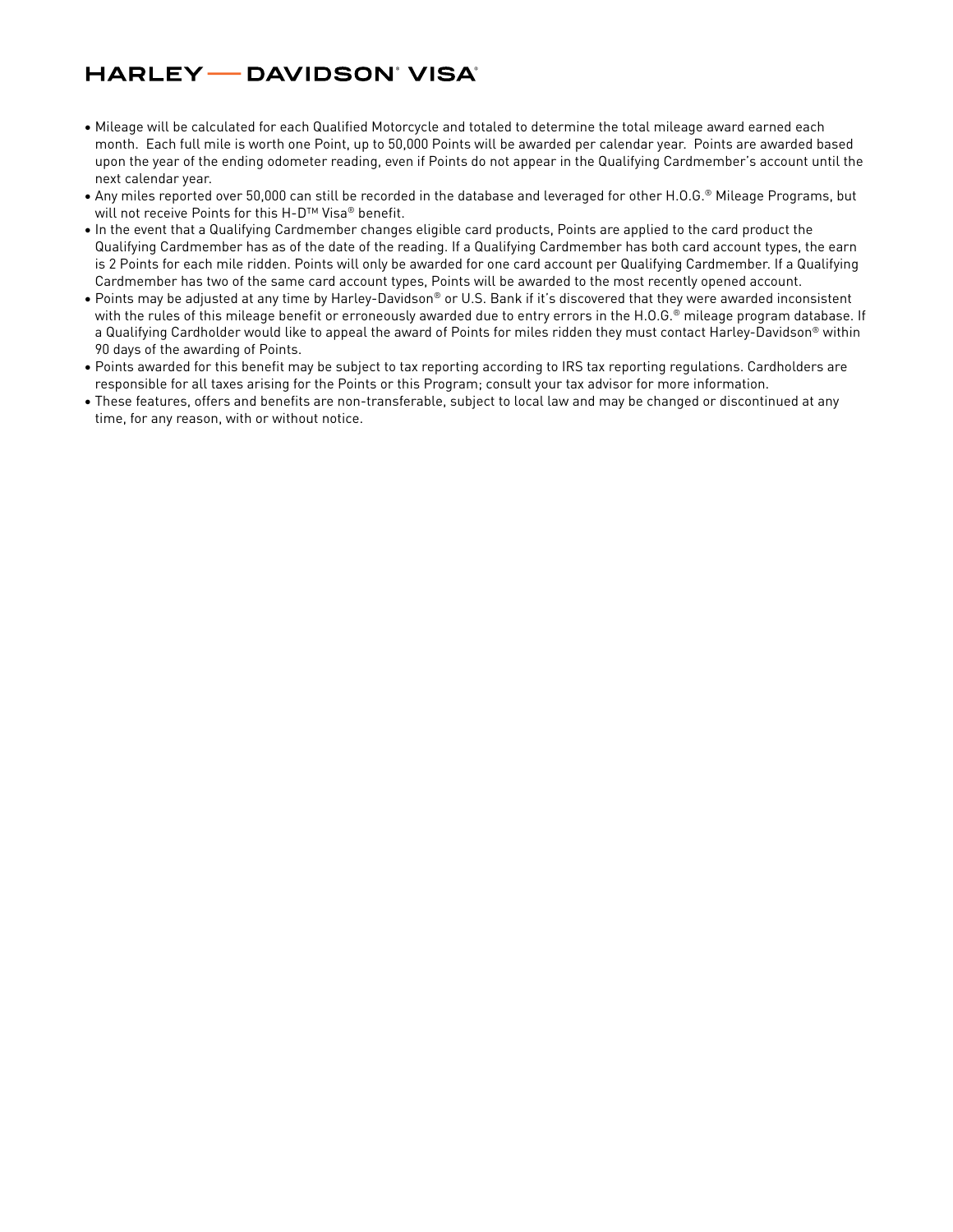- Mileage will be calculated for each Qualified Motorcycle and totaled to determine the total mileage award earned each month. Each full mile is worth one Point, up to 50,000 Points will be awarded per calendar year. Points are awarded based upon the year of the ending odometer reading, even if Points do not appear in the Qualifying Cardmember's account until the next calendar year.
- Any miles reported over 50,000 can still be recorded in the database and leveraged for other H.O.G.® Mileage Programs, but will not receive Points for this H-D™ Visa® benefit.
- In the event that a Qualifying Cardmember changes eligible card products, Points are applied to the card product the Qualifying Cardmember has as of the date of the reading. If a Qualifying Cardmember has both card account types, the earn is 2 Points for each mile ridden. Points will only be awarded for one card account per Qualifying Cardmember. If a Qualifying Cardmember has two of the same card account types, Points will be awarded to the most recently opened account.
- Points may be adjusted at any time by Harley-Davidson® or U.S. Bank if it's discovered that they were awarded inconsistent with the rules of this mileage benefit or erroneously awarded due to entry errors in the H.O.G.® mileage program database. If a Qualifying Cardholder would like to appeal the award of Points for miles ridden they must contact Harley-Davidson® within 90 days of the awarding of Points.
- Points awarded for this benefit may be subject to tax reporting according to IRS tax reporting regulations. Cardholders are responsible for all taxes arising for the Points or this Program; consult your tax advisor for more information.
- These features, offers and benefits are non-transferable, subject to local law and may be changed or discontinued at any time, for any reason, with or without notice.